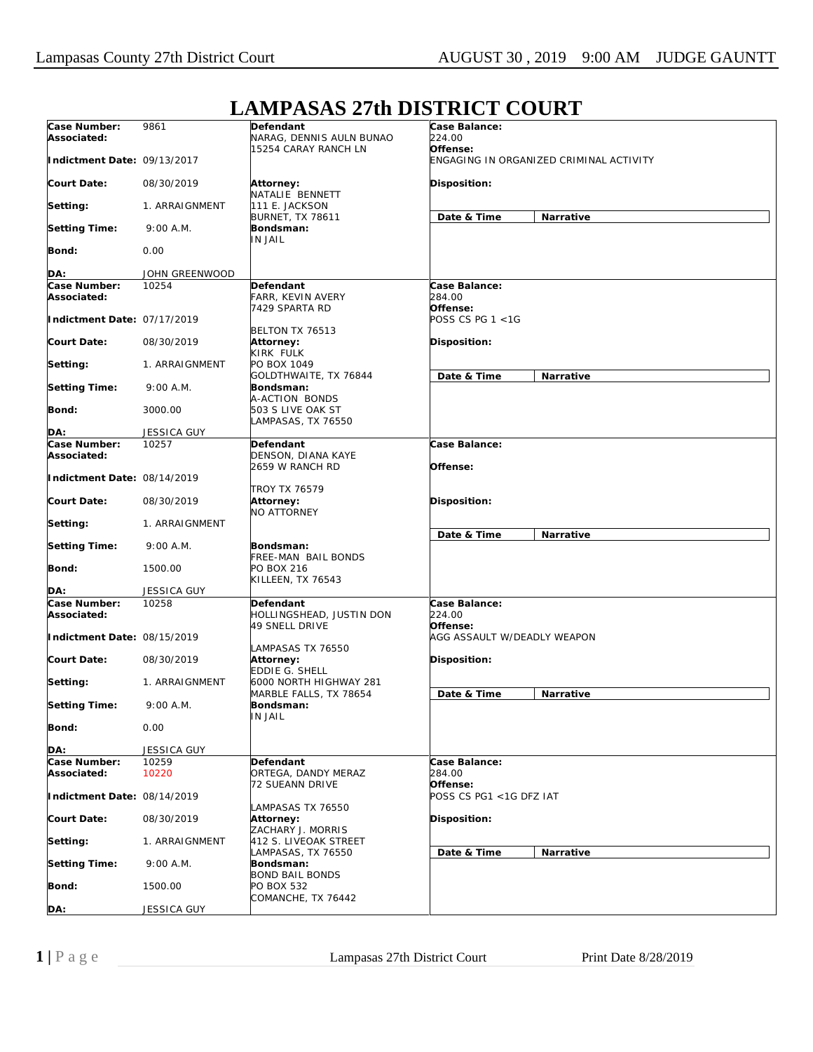# LAMPASAS 27th DISTRICT COURT

| Case Number: | 9861 | Defendant | Case Balance: |
|---|---|---|---|
| Associated: | | NARAG, DENNIS AULN BUNAO<br>15254 CARAY RANCH LN | 224.00 |
| Indictment Date: | 09/13/2017 | | Offense: ENGAGING IN ORGANIZED CRIMINAL ACTIVITY |
| Court Date: | 08/30/2019 | Attorney: NATALIE BENNETT<br>111 E. JACKSON<br>BURNET, TX 78611 | Disposition: |
| Setting: | 1. ARRAIGNMENT | | Date & Time / Narrative |
| Setting Time: | 9:00 A.M. | Bondsman: IN JAIL | |
| Bond: | 0.00 | | |
| DA: | JOHN GREENWOOD | | |

| Case Number: | 10254 | Defendant | Case Balance: |
|---|---|---|---|
| Associated: | | FARR, KEVIN AVERY<br>7429 SPARTA RD<br>BELTON TX 76513 | 284.00 |
| Indictment Date: | 07/17/2019 | | Offense: POSS CS PG 1 <1G |
| Court Date: | 08/30/2019 | Attorney: KIRK FULK<br>PO BOX 1049<br>GOLDTHWAITE, TX 76844 | Disposition: |
| Setting: | 1. ARRAIGNMENT | | Date & Time / Narrative |
| Setting Time: | 9:00 A.M. | Bondsman: A-ACTION BONDS<br>503 S LIVE OAK ST<br>LAMPASAS, TX 76550 | |
| Bond: | 3000.00 | | |
| DA: | JESSICA GUY | | |

| Case Number: | 10257 | Defendant | Case Balance: |
|---|---|---|---|
| Associated: | | DENSON, DIANA KAYE<br>2659 W RANCH RD<br>TROY TX 76579 | |
| Indictment Date: | 08/14/2019 | | Offense: |
| Court Date: | 08/30/2019 | Attorney: NO ATTORNEY | Disposition: |
| Setting: | 1. ARRAIGNMENT | | Date & Time / Narrative |
| Setting Time: | 9:00 A.M. | Bondsman: FREE-MAN BAIL BONDS<br>PO BOX 216<br>KILLEEN, TX 76543 | |
| Bond: | 1500.00 | | |
| DA: | JESSICA GUY | | |

| Case Number: | 10258 | Defendant | Case Balance: |
|---|---|---|---|
| Associated: | | HOLLINGSHEAD, JUSTIN DON<br>49 SNELL DRIVE<br>LAMPASAS TX 76550 | 224.00 |
| Indictment Date: | 08/15/2019 | | Offense: AGG ASSAULT W/DEADLY WEAPON |
| Court Date: | 08/30/2019 | Attorney: EDDIE G. SHELL<br>6000 NORTH HIGHWAY 281<br>MARBLE FALLS, TX 78654 | Disposition: |
| Setting: | 1. ARRAIGNMENT | | Date & Time / Narrative |
| Setting Time: | 9:00 A.M. | Bondsman: IN JAIL | |
| Bond: | 0.00 | | |
| DA: | JESSICA GUY | | |

| Case Number: | 10259 | Defendant | Case Balance: |
|---|---|---|---|
| Associated: | 10220 | ORTEGA, DANDY MERAZ<br>72 SUEANN DRIVE<br>LAMPASAS TX 76550 | 284.00 |
| Indictment Date: | 08/14/2019 | | Offense: POSS CS PG1 <1G DFZ IAT |
| Court Date: | 08/30/2019 | Attorney: ZACHARY J. MORRIS<br>412 S. LIVEOAK STREET<br>LAMPASAS, TX 76550 | Disposition: |
| Setting: | 1. ARRAIGNMENT | | Date & Time / Narrative |
| Setting Time: | 9:00 A.M. | Bondsman: BOND BAIL BONDS<br>PO BOX 532<br>COMANCHE, TX 76442 | |
| Bond: | 1500.00 | | |
| DA: | JESSICA GUY | | |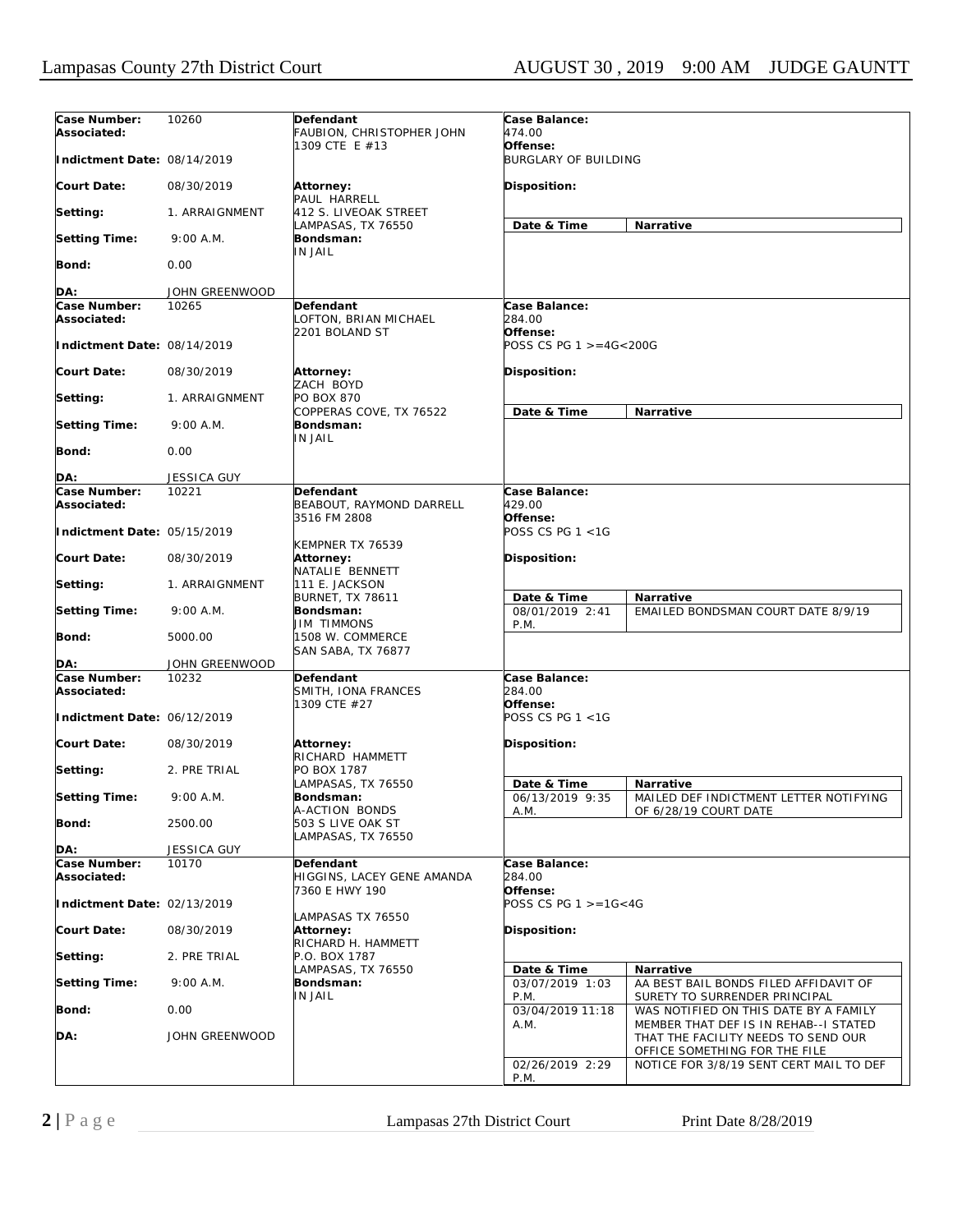| Case Number: 10260 | Defendant | Case Balance: 474.00 | |
|---|---|---|---|
| Associated: | FAUBION, CHRISTOPHER JOHN<br>1309 CTE E #13 | Offense: BURGLARY OF BUILDING | |
| Indictment Date: 08/14/2019 | | | |
| Court Date: 08/30/2019 | Attorney:<br>PAUL HARRELL<br>412 S. LIVEOAK STREET<br>LAMPASAS, TX 76550 | Disposition: | |
| Setting: 1. ARRAIGNMENT | | **Date & Time** | **Narrative** |
| Setting Time: 9:00 A.M. | Bondsman:<br>IN JAIL | | |
| Bond: 0.00 | | | |
| DA: JOHN GREENWOOD | | | |

| Case Number: 10265 | Defendant | Case Balance: 284.00 | |
|---|---|---|---|
| Associated: | LOFTON, BRIAN MICHAEL<br>2201 BOLAND ST | Offense: POSS CS PG 1 >=4G<200G | |
| Indictment Date: 08/14/2019 | | | |
| Court Date: 08/30/2019 | Attorney:<br>ZACH BOYD<br>PO BOX 870<br>COPPERAS COVE, TX 76522 | Disposition: | |
| Setting: 1. ARRAIGNMENT | | **Date & Time** | **Narrative** |
| Setting Time: 9:00 A.M. | Bondsman:<br>IN JAIL | | |
| Bond: 0.00 | | | |
| DA: JESSICA GUY | | | |

| Case Number: 10221 | Defendant | Case Balance: 429.00 | |
|---|---|---|---|
| Associated: | BEABOUT, RAYMOND DARRELL<br>3516 FM 2808<br>KEMPNER TX 76539 | Offense: POSS CS PG 1 <1G | |
| Indictment Date: 05/15/2019 | | | |
| Court Date: 08/30/2019 | Attorney:<br>NATALIE BENNETT<br>111 E. JACKSON<br>BURNET, TX 78611 | Disposition: | |
| Setting: 1. ARRAIGNMENT | | **Date & Time** | **Narrative** |
| Setting Time: 9:00 A.M. | Bondsman:<br>JIM TIMMONS<br>1508 W. COMMERCE<br>SAN SABA, TX 76877 | 08/01/2019 2:41 P.M. | EMAILED BONDSMAN COURT DATE 8/9/19 |
| Bond: 5000.00 | | | |
| DA: JOHN GREENWOOD | | | |

| Case Number: 10232 | Defendant | Case Balance: 284.00 | |
|---|---|---|---|
| Associated: | SMITH, IONA FRANCES<br>1309 CTE #27 | Offense: POSS CS PG 1 <1G | |
| Indictment Date: 06/12/2019 | | | |
| Court Date: 08/30/2019 | Attorney:<br>RICHARD HAMMETT<br>PO BOX 1787<br>LAMPASAS, TX 76550 | Disposition: | |
| Setting: 2. PRE TRIAL | | **Date & Time** | **Narrative** |
| Setting Time: 9:00 A.M. | Bondsman:<br>A-ACTION BONDS<br>503 S LIVE OAK ST<br>LAMPASAS, TX 76550 | 06/13/2019 9:35 A.M. | MAILED DEF INDICTMENT LETTER NOTIFYING OF 6/28/19 COURT DATE |
| Bond: 2500.00 | | | |
| DA: JESSICA GUY | | | |

| Case Number: 10170 | Defendant | Case Balance: 284.00 | |
|---|---|---|---|
| Associated: | HIGGINS, LACEY GENE AMANDA<br>7360 E HWY 190<br>LAMPASAS TX 76550 | Offense: POSS CS PG 1 >=1G<4G | |
| Indictment Date: 02/13/2019 | | | |
| Court Date: 08/30/2019 | Attorney:<br>RICHARD H. HAMMETT<br>P.O. BOX 1787<br>LAMPASAS, TX 76550 | Disposition: | |
| Setting: 2. PRE TRIAL | | **Date & Time** | **Narrative** |
| Setting Time: 9:00 A.M. | Bondsman:<br>IN JAIL | 03/07/2019 1:03 P.M. | AA BEST BAIL BONDS FILED AFFIDAVIT OF SURETY TO SURRENDER PRINCIPAL |
| Bond: 0.00 | | 03/04/2019 11:18 A.M. | WAS NOTIFIED ON THIS DATE BY A FAMILY MEMBER THAT DEF IS IN REHAB--I STATED THAT THE FACILITY NEEDS TO SEND OUR OFFICE SOMETHING FOR THE FILE |
| DA: JOHN GREENWOOD | | 02/26/2019 2:29 P.M. | NOTICE FOR 3/8/19 SENT CERT MAIL TO DEF |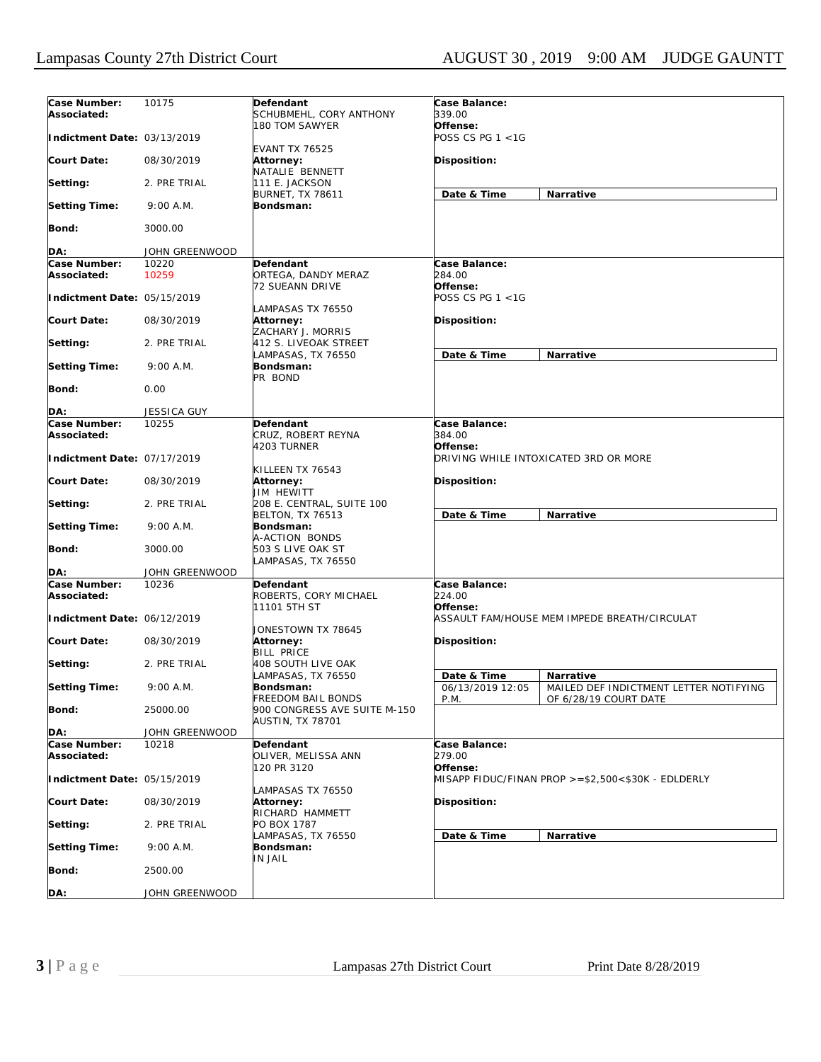| Case Number: | 10175 | Defendant | Case Balance: | |
|---|---|---|---|---|
| Associated: | | SCHUBMEHL, CORY ANTHONY<br>180 TOM SAWYER<br><br>EVANT TX 76525 | 339.00 | |
| Indictment Date: | 03/13/2019 | | Offense:<br>POSS CS PG 1 <1G | |
| Court Date: | 08/30/2019 | Attorney:<br>NATALIE BENNETT<br>111 E. JACKSON<br>BURNET, TX 78611 | Disposition: | |
| Setting: | 2. PRE TRIAL | | **Date & Time** | **Narrative** |
| Setting Time: | 9:00 A.M. | Bondsman: | | |
| Bond: | 3000.00 | | | |
| DA: | JOHN GREENWOOD | | | |
| Case Number: | 10220 | Defendant | Case Balance: | |
| Associated: | 10259 | ORTEGA, DANDY MERAZ<br>72 SUEANN DRIVE<br><br>LAMPASAS TX 76550 | 284.00 | |
| Indictment Date: | 05/15/2019 | | Offense:<br>POSS CS PG 1 <1G | |
| Court Date: | 08/30/2019 | Attorney:<br>ZACHARY J. MORRIS<br>412 S. LIVEOAK STREET<br>LAMPASAS, TX 76550 | Disposition: | |
| Setting: | 2. PRE TRIAL | | **Date & Time** | **Narrative** |
| Setting Time: | 9:00 A.M. | Bondsman:<br>PR BOND | | |
| Bond: | 0.00 | | | |
| DA: | JESSICA GUY | | | |
| Case Number: | 10255 | Defendant | Case Balance: | |
| Associated: | | CRUZ, ROBERT REYNA<br>4203 TURNER<br><br>KILLEEN TX 76543 | 384.00 | |
| Indictment Date: | 07/17/2019 | | Offense:<br>DRIVING WHILE INTOXICATED 3RD OR MORE | |
| Court Date: | 08/30/2019 | Attorney:<br>JIM HEWITT<br>208 E. CENTRAL, SUITE 100<br>BELTON, TX 76513 | Disposition: | |
| Setting: | 2. PRE TRIAL | | **Date & Time** | **Narrative** |
| Setting Time: | 9:00 A.M. | Bondsman:<br>A-ACTION BONDS<br>503 S LIVE OAK ST<br>LAMPASAS, TX 76550 | | |
| Bond: | 3000.00 | | | |
| DA: | JOHN GREENWOOD | | | |
| Case Number: | 10236 | Defendant | Case Balance: | |
| Associated: | | ROBERTS, CORY MICHAEL<br>11101 5TH ST<br><br>JONESTOWN TX 78645 | 224.00 | |
| Indictment Date: | 06/12/2019 | | Offense:<br>ASSAULT FAM/HOUSE MEM IMPEDE BREATH/CIRCULAT | |
| Court Date: | 08/30/2019 | Attorney:<br>BILL PRICE<br>408 SOUTH LIVE OAK<br>LAMPASAS, TX 76550 | Disposition: | |
| Setting: | 2. PRE TRIAL | | **Date & Time** | **Narrative** |
| Setting Time: | 9:00 A.M. | Bondsman:<br>FREEDOM BAIL BONDS<br>900 CONGRESS AVE SUITE M-150<br>AUSTIN, TX 78701 | 06/13/2019 12:05 P.M. | MAILED DEF INDICTMENT LETTER NOTIFYING OF 6/28/19 COURT DATE |
| Bond: | 25000.00 | | | |
| DA: | JOHN GREENWOOD | | | |
| Case Number: | 10218 | Defendant | Case Balance: | |
| Associated: | | OLIVER, MELISSA ANN<br>120 PR 3120<br><br>LAMPASAS TX 76550 | 279.00 | |
| Indictment Date: | 05/15/2019 | | Offense:<br>MISAPP FIDUC/FINAN PROP >=$2,500<$30K - EDLDERLY | |
| Court Date: | 08/30/2019 | Attorney:<br>RICHARD HAMMETT<br>PO BOX 1787<br>LAMPASAS, TX 76550 | Disposition: | |
| Setting: | 2. PRE TRIAL | | **Date & Time** | **Narrative** |
| Setting Time: | 9:00 A.M. | Bondsman:<br>IN JAIL | | |
| Bond: | 2500.00 | | | |
| DA: | JOHN GREENWOOD | | | |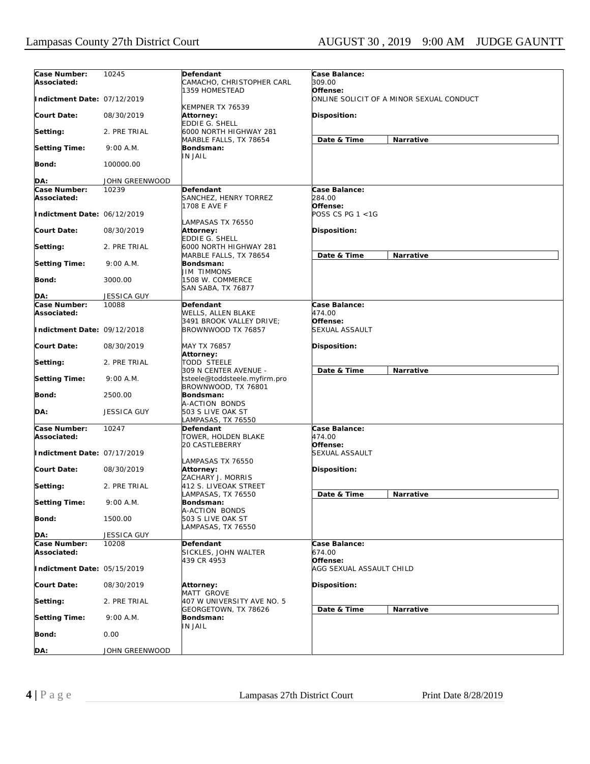# Lampasas County 27th District Court — AUGUST 30 , 2019 9:00 AM JUDGE GAUNTT

| | | | |
|---|---|---|---|
| **Case Number:** 10245<br>**Associated:**<br>**Indictment Date:** 07/12/2019<br>**Court Date:** 08/30/2019<br>**Setting:** 2. PRE TRIAL<br>**Setting Time:** 9:00 A.M.<br>**Bond:** 100000.00<br>**DA:** JOHN GREENWOOD | **Defendant**<br>CAMACHO, CHRISTOPHER CARL<br>1359 HOMESTEAD<br>KEMPNER TX 76539<br>**Attorney:**<br>EDDIE G. SHELL<br>6000 NORTH HIGHWAY 281<br>MARBLE FALLS, TX 78654<br>**Bondsman:**<br>IN JAIL | **Case Balance:**<br>309.00<br>**Offense:**<br>ONLINE SOLICIT OF A MINOR SEXUAL CONDUCT<br>**Disposition:** | **Date & Time** / **Narrative** |
| **Case Number:** 10239<br>**Associated:**<br>**Indictment Date:** 06/12/2019<br>**Court Date:** 08/30/2019<br>**Setting:** 2. PRE TRIAL<br>**Setting Time:** 9:00 A.M.<br>**Bond:** 3000.00<br>**DA:** JESSICA GUY | **Defendant**<br>SANCHEZ, HENRY TORREZ<br>1708 E AVE F<br>LAMPASAS TX 76550<br>**Attorney:**<br>EDDIE G. SHELL<br>6000 NORTH HIGHWAY 281<br>MARBLE FALLS, TX 78654<br>**Bondsman:**<br>JIM TIMMONS<br>1508 W. COMMERCE<br>SAN SABA, TX 76877 | **Case Balance:**<br>284.00<br>**Offense:**<br>POSS CS PG 1 <1G<br>**Disposition:** | **Date & Time** / **Narrative** |
| **Case Number:** 10088<br>**Associated:**<br>**Indictment Date:** 09/12/2018<br>**Court Date:** 08/30/2019<br>**Setting:** 2. PRE TRIAL<br>**Setting Time:** 9:00 A.M.<br>**Bond:** 2500.00<br>**DA:** JESSICA GUY | **Defendant**<br>WELLS, ALLEN BLAKE<br>3491 BROOK VALLEY DRIVE;<br>BROWNWOOD TX 76857<br>MAY TX 76857<br>**Attorney:**<br>TODD STEELE<br>309 N CENTER AVENUE -<br>tsteele@toddsteele.myfirm.pro<br>BROWNWOOD, TX 76801<br>**Bondsman:**<br>A-ACTION BONDS<br>503 S LIVE OAK ST<br>LAMPASAS, TX 76550 | **Case Balance:**<br>474.00<br>**Offense:**<br>SEXUAL ASSAULT<br>**Disposition:** | **Date & Time** / **Narrative** |
| **Case Number:** 10247<br>**Associated:**<br>**Indictment Date:** 07/17/2019<br>**Court Date:** 08/30/2019<br>**Setting:** 2. PRE TRIAL<br>**Setting Time:** 9:00 A.M.<br>**Bond:** 1500.00<br>**DA:** JESSICA GUY | **Defendant**<br>TOWER, HOLDEN BLAKE<br>20 CASTLEBERRY<br>LAMPASAS TX 76550<br>**Attorney:**<br>ZACHARY J. MORRIS<br>412 S. LIVEOAK STREET<br>LAMPASAS, TX 76550<br>**Bondsman:**<br>A-ACTION BONDS<br>503 S LIVE OAK ST<br>LAMPASAS, TX 76550 | **Case Balance:**<br>474.00<br>**Offense:**<br>SEXUAL ASSAULT<br>**Disposition:** | **Date & Time** / **Narrative** |
| **Case Number:** 10208<br>**Associated:**<br>**Indictment Date:** 05/15/2019<br>**Court Date:** 08/30/2019<br>**Setting:** 2. PRE TRIAL<br>**Setting Time:** 9:00 A.M.<br>**Bond:** 0.00<br>**DA:** JOHN GREENWOOD | **Defendant**<br>SICKLES, JOHN WALTER<br>439 CR 4953<br>**Attorney:**<br>MATT GROVE<br>407 W UNIVERSITY AVE NO. 5<br>GEORGETOWN, TX 78626<br>**Bondsman:**<br>IN JAIL | **Case Balance:**<br>674.00<br>**Offense:**<br>AGG SEXUAL ASSAULT CHILD<br>**Disposition:** | **Date & Time** / **Narrative** |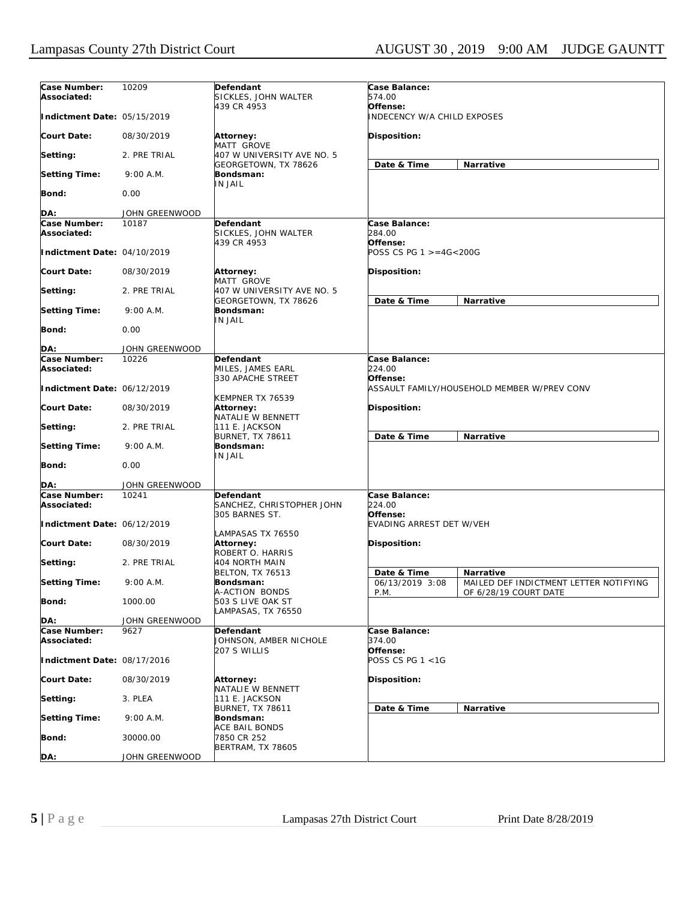| Case Number: | 10209 | Defendant | Case Balance: |
|---|---|---|---|
| Associated: | | SICKLES, JOHN WALTER<br>439 CR 4953 | 574.00 |
| Indictment Date: | 05/15/2019 | | Offense:<br>INDECENCY W/A CHILD EXPOSES |
| Court Date: | 08/30/2019 | Attorney:<br>MATT GROVE | Disposition: |
| Setting: | 2. PRE TRIAL | 407 W UNIVERSITY AVE NO. 5<br>GEORGETOWN, TX 78626 | Date & Time / Narrative |
| Setting Time: | 9:00 A.M. | Bondsman:<br>IN JAIL | |
| Bond: | 0.00 | | |
| DA: | JOHN GREENWOOD | | |

| Case Number: | 10187 | Defendant | Case Balance: |
|---|---|---|---|
| Associated: | | SICKLES, JOHN WALTER<br>439 CR 4953 | 284.00 |
| Indictment Date: | 04/10/2019 | | Offense:<br>POSS CS PG 1 >=4G<200G |
| Court Date: | 08/30/2019 | Attorney:<br>MATT GROVE | Disposition: |
| Setting: | 2. PRE TRIAL | 407 W UNIVERSITY AVE NO. 5<br>GEORGETOWN, TX 78626 | Date & Time / Narrative |
| Setting Time: | 9:00 A.M. | Bondsman:<br>IN JAIL | |
| Bond: | 0.00 | | |
| DA: | JOHN GREENWOOD | | |

| Case Number: | 10226 | Defendant | Case Balance: |
|---|---|---|---|
| Associated: | | MILES, JAMES EARL<br>330 APACHE STREET | 224.00 |
| Indictment Date: | 06/12/2019 | KEMPNER TX 76539 | Offense:<br>ASSAULT FAMILY/HOUSEHOLD MEMBER W/PREV CONV |
| Court Date: | 08/30/2019 | Attorney:<br>NATALIE W BENNETT | Disposition: |
| Setting: | 2. PRE TRIAL | 111 E. JACKSON<br>BURNET, TX 78611 | Date & Time / Narrative |
| Setting Time: | 9:00 A.M. | Bondsman:<br>IN JAIL | |
| Bond: | 0.00 | | |
| DA: | JOHN GREENWOOD | | |

| Case Number: | 10241 | Defendant | Case Balance: |
|---|---|---|---|
| Associated: | | SANCHEZ, CHRISTOPHER JOHN<br>305 BARNES ST. | 224.00 |
| Indictment Date: | 06/12/2019 | LAMPASAS TX 76550 | Offense:<br>EVADING ARREST DET W/VEH |
| Court Date: | 08/30/2019 | Attorney:<br>ROBERT O. HARRIS | Disposition: |
| Setting: | 2. PRE TRIAL | 404 NORTH MAIN<br>BELTON, TX 76513 | Date & Time / Narrative |
| Setting Time: | 9:00 A.M. | Bondsman:<br>A-ACTION BONDS | 06/13/2019 3:08 P.M. / MAILED DEF INDICTMENT LETTER NOTIFYING OF 6/28/19 COURT DATE |
| Bond: | 1000.00 | 503 S LIVE OAK ST<br>LAMPASAS, TX 76550 | |
| DA: | JOHN GREENWOOD | | |

| Case Number: | 9627 | Defendant | Case Balance: |
|---|---|---|---|
| Associated: | | JOHNSON, AMBER NICHOLE<br>207 S WILLIS | 374.00 |
| Indictment Date: | 08/17/2016 | | Offense:<br>POSS CS PG 1 <1G |
| Court Date: | 08/30/2019 | Attorney:<br>NATALIE W BENNETT | Disposition: |
| Setting: | 3. PLEA | 111 E. JACKSON<br>BURNET, TX 78611 | Date & Time / Narrative |
| Setting Time: | 9:00 A.M. | Bondsman:<br>ACE BAIL BONDS | |
| Bond: | 30000.00 | 7850 CR 252<br>BERTRAM, TX 78605 | |
| DA: | JOHN GREENWOOD | | |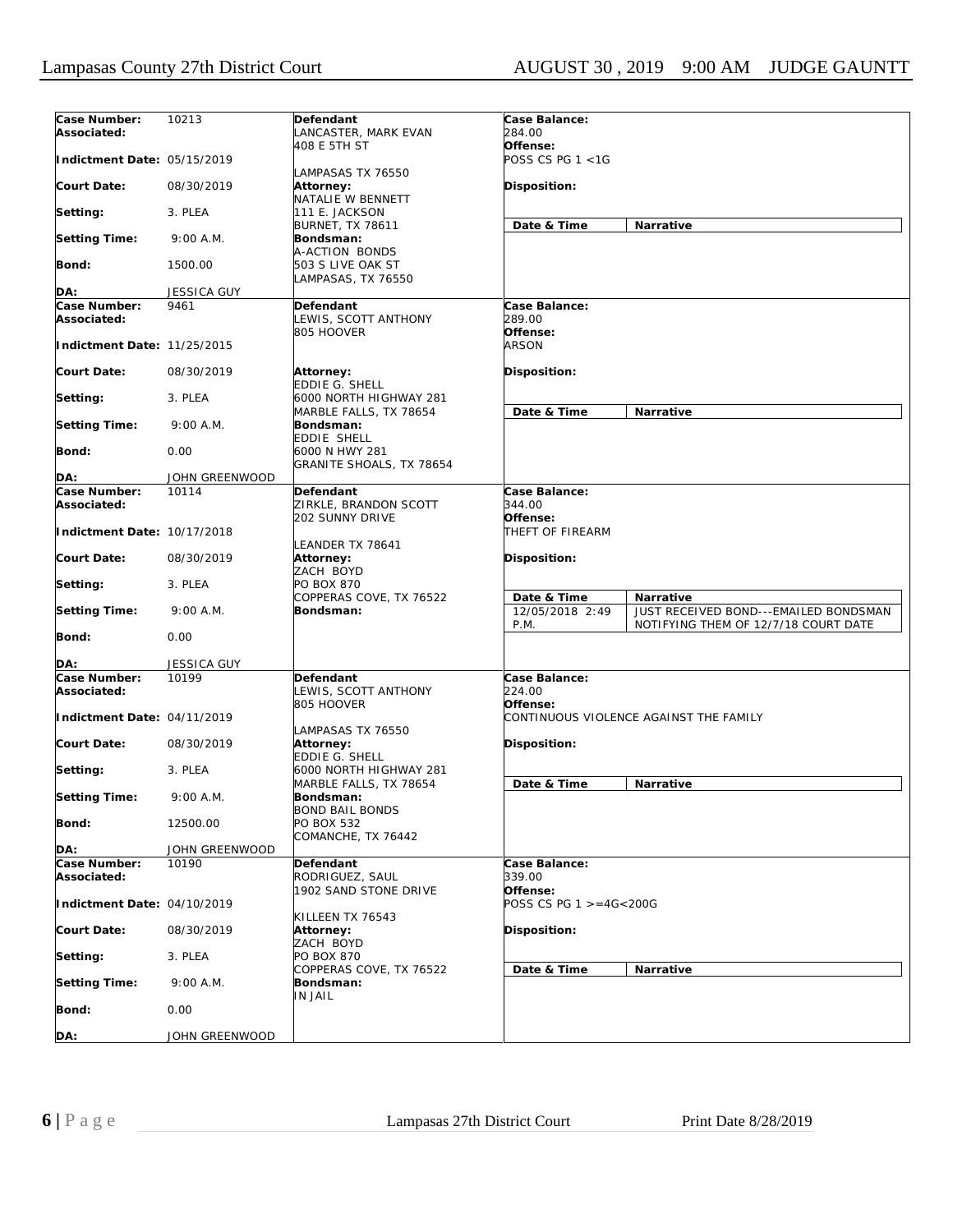| Case Number: | 10213 | Defendant | Case Balance: | |
|---|---|---|---|---|
| Associated: | | LANCASTER, MARK EVAN<br>408 E 5TH ST<br><br>LAMPASAS TX 76550 | 284.00 | |
| Indictment Date: | 05/15/2019 | | Offense:<br>POSS CS PG 1 <1G | |
| Court Date: | 08/30/2019 | Attorney:<br>NATALIE W BENNETT<br>111 E. JACKSON<br>BURNET, TX 78611 | Disposition: | |
| Setting: | 3. PLEA | | Date & Time | Narrative |
| Setting Time: | 9:00 A.M. | Bondsman:<br>A-ACTION BONDS<br>503 S LIVE OAK ST<br>LAMPASAS, TX 76550 | | |
| Bond: | 1500.00 | | | |
| DA: | JESSICA GUY | | | |

| Case Number: | 9461 | Defendant | Case Balance: | |
|---|---|---|---|---|
| Associated: | | LEWIS, SCOTT ANTHONY<br>805 HOOVER | 289.00 | |
| Indictment Date: | 11/25/2015 | | Offense:<br>ARSON | |
| Court Date: | 08/30/2019 | Attorney:<br>EDDIE G. SHELL<br>6000 NORTH HIGHWAY 281<br>MARBLE FALLS, TX 78654 | Disposition: | |
| Setting: | 3. PLEA | | Date & Time | Narrative |
| Setting Time: | 9:00 A.M. | Bondsman:<br>EDDIE SHELL<br>6000 N HWY 281<br>GRANITE SHOALS, TX 78654 | | |
| Bond: | 0.00 | | | |
| DA: | JOHN GREENWOOD | | | |

| Case Number: | 10114 | Defendant | Case Balance: | |
|---|---|---|---|---|
| Associated: | | ZIRKLE, BRANDON SCOTT<br>202 SUNNY DRIVE<br><br>LEANDER TX 78641 | 344.00 | |
| Indictment Date: | 10/17/2018 | | Offense:<br>THEFT OF FIREARM | |
| Court Date: | 08/30/2019 | Attorney:<br>ZACH BOYD<br>PO BOX 870<br>COPPERAS COVE, TX 76522 | Disposition: | |
| Setting: | 3. PLEA | | Date & Time | Narrative |
| Setting Time: | 9:00 A.M. | Bondsman: | 12/05/2018 2:49 P.M. | JUST RECEIVED BOND---EMAILED BONDSMAN NOTIFYING THEM OF 12/7/18 COURT DATE |
| Bond: | 0.00 | | | |
| DA: | JESSICA GUY | | | |

| Case Number: | 10199 | Defendant | Case Balance: | |
|---|---|---|---|---|
| Associated: | | LEWIS, SCOTT ANTHONY<br>805 HOOVER<br><br>LAMPASAS TX 76550 | 224.00 | |
| Indictment Date: | 04/11/2019 | | Offense:<br>CONTINUOUS VIOLENCE AGAINST THE FAMILY | |
| Court Date: | 08/30/2019 | Attorney:<br>EDDIE G. SHELL<br>6000 NORTH HIGHWAY 281<br>MARBLE FALLS, TX 78654 | Disposition: | |
| Setting: | 3. PLEA | | Date & Time | Narrative |
| Setting Time: | 9:00 A.M. | Bondsman:<br>BOND BAIL BONDS<br>PO BOX 532<br>COMANCHE, TX 76442 | | |
| Bond: | 12500.00 | | | |
| DA: | JOHN GREENWOOD | | | |

| Case Number: | 10190 | Defendant | Case Balance: | |
|---|---|---|---|---|
| Associated: | | RODRIGUEZ, SAUL<br>1902 SAND STONE DRIVE<br><br>KILLEEN TX 76543 | 339.00 | |
| Indictment Date: | 04/10/2019 | | Offense:<br>POSS CS PG 1 >=4G<200G | |
| Court Date: | 08/30/2019 | Attorney:<br>ZACH BOYD<br>PO BOX 870<br>COPPERAS COVE, TX 76522 | Disposition: | |
| Setting: | 3. PLEA | | Date & Time | Narrative |
| Setting Time: | 9:00 A.M. | Bondsman:<br>IN JAIL | | |
| Bond: | 0.00 | | | |
| DA: | JOHN GREENWOOD | | | |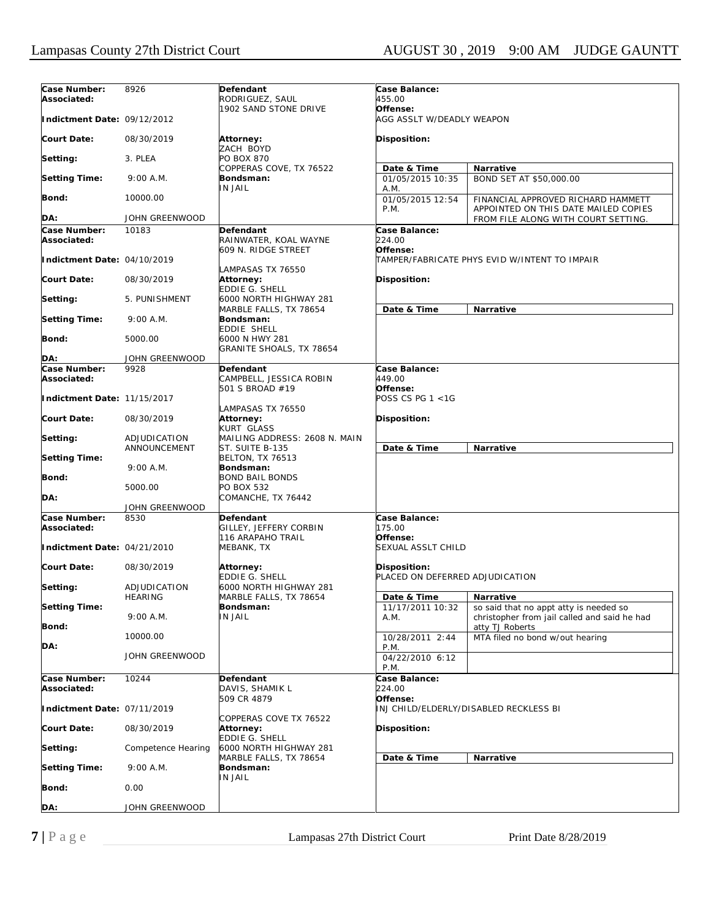| Case Number: | 8926 | Defendant | Case Balance: | |
|---|---|---|---|---|
| Associated: | | RODRIGUEZ, SAUL<br>1902 SAND STONE DRIVE | 455.00 | |
| Indictment Date: | 09/12/2012 | | Offense:<br>AGG ASSLT W/DEADLY WEAPON | |
| Court Date: | 08/30/2019 | Attorney:<br>ZACH BOYD | Disposition: | |
| Setting: | 3. PLEA | PO BOX 870<br>COPPERAS COVE, TX 76522 | **Date & Time** | **Narrative** |
| Setting Time: | 9:00 A.M. | Bondsman:<br>IN JAIL | 01/05/2015 10:35 A.M. | BOND SET AT $50,000.00 |
| Bond: | 10000.00 | | 01/05/2015 12:54 P.M. | FINANCIAL APPROVED RICHARD HAMMETT APPOINTED ON THIS DATE MAILED COPIES FROM FILE ALONG WITH COURT SETTING. |
| DA: | JOHN GREENWOOD | | | |

| Case Number: | 10183 | Defendant | Case Balance: | |
|---|---|---|---|---|
| Associated: | | RAINWATER, KOAL WAYNE<br>609 N. RIDGE STREET | 224.00 | |
| Indictment Date: | 04/10/2019 | LAMPASAS TX 76550 | Offense:<br>TAMPER/FABRICATE PHYS EVID W/INTENT TO IMPAIR | |
| Court Date: | 08/30/2019 | Attorney:<br>EDDIE G. SHELL | Disposition: | |
| Setting: | 5. PUNISHMENT | 6000 NORTH HIGHWAY 281<br>MARBLE FALLS, TX 78654 | **Date & Time** | **Narrative** |
| Setting Time: | 9:00 A.M. | Bondsman:<br>EDDIE SHELL | | |
| Bond: | 5000.00 | 6000 N HWY 281<br>GRANITE SHOALS, TX 78654 | | |
| DA: | JOHN GREENWOOD | | | |

| Case Number: | 9928 | Defendant | Case Balance: | |
|---|---|---|---|---|
| Associated: | | CAMPBELL, JESSICA ROBIN<br>501 S BROAD #19 | 449.00 | |
| Indictment Date: | 11/15/2017 | LAMPASAS TX 76550 | Offense:<br>POSS CS PG 1 <1G | |
| Court Date: | 08/30/2019 | Attorney:<br>KURT GLASS | Disposition: | |
| Setting: | ADJUDICATION ANNOUNCEMENT | MAILING ADDRESS: 2608 N. MAIN ST. SUITE B-135 | **Date & Time** | **Narrative** |
| Setting Time: | 9:00 A.M. | BELTON, TX 76513<br>Bondsman:<br>BOND BAIL BONDS | | |
| Bond: | 5000.00 | PO BOX 532<br>COMANCHE, TX 76442 | | |
| DA: | JOHN GREENWOOD | | | |

| Case Number: | 8530 | Defendant | Case Balance: | |
|---|---|---|---|---|
| Associated: | | GILLEY, JEFFERY CORBIN<br>116 ARAPAHO TRAIL<br>MEBANK, TX | 175.00 | |
| Indictment Date: | 04/21/2010 | | Offense:<br>SEXUAL ASSLT CHILD | |
| Court Date: | 08/30/2019 | Attorney:<br>EDDIE G. SHELL | Disposition:<br>PLACED ON DEFERRED ADJUDICATION | |
| Setting: | ADJUDICATION HEARING | 6000 NORTH HIGHWAY 281<br>MARBLE FALLS, TX 78654 | **Date & Time** | **Narrative** |
| Setting Time: | 9:00 A.M. | Bondsman:<br>IN JAIL | 11/17/2011 10:32 A.M. | so said that no appt atty is needed so christopher from jail called and said he had atty TJ Roberts |
| Bond: | 10000.00 | | 10/28/2011 2:44 P.M. | MTA filed no bond w/out hearing |
| DA: | JOHN GREENWOOD | | 04/22/2010 6:12 P.M. | |

| Case Number: | 10244 | Defendant | Case Balance: | |
|---|---|---|---|---|
| Associated: | | DAVIS, SHAMIK L<br>509 CR 4879 | 224.00 | |
| Indictment Date: | 07/11/2019 | COPPERAS COVE TX 76522 | Offense:<br>INJ CHILD/ELDERLY/DISABLED RECKLESS BI | |
| Court Date: | 08/30/2019 | Attorney:<br>EDDIE G. SHELL | Disposition: | |
| Setting: | Competence Hearing | 6000 NORTH HIGHWAY 281<br>MARBLE FALLS, TX 78654 | **Date & Time** | **Narrative** |
| Setting Time: | 9:00 A.M. | Bondsman:<br>IN JAIL | | |
| Bond: | 0.00 | | | |
| DA: | JOHN GREENWOOD | | | |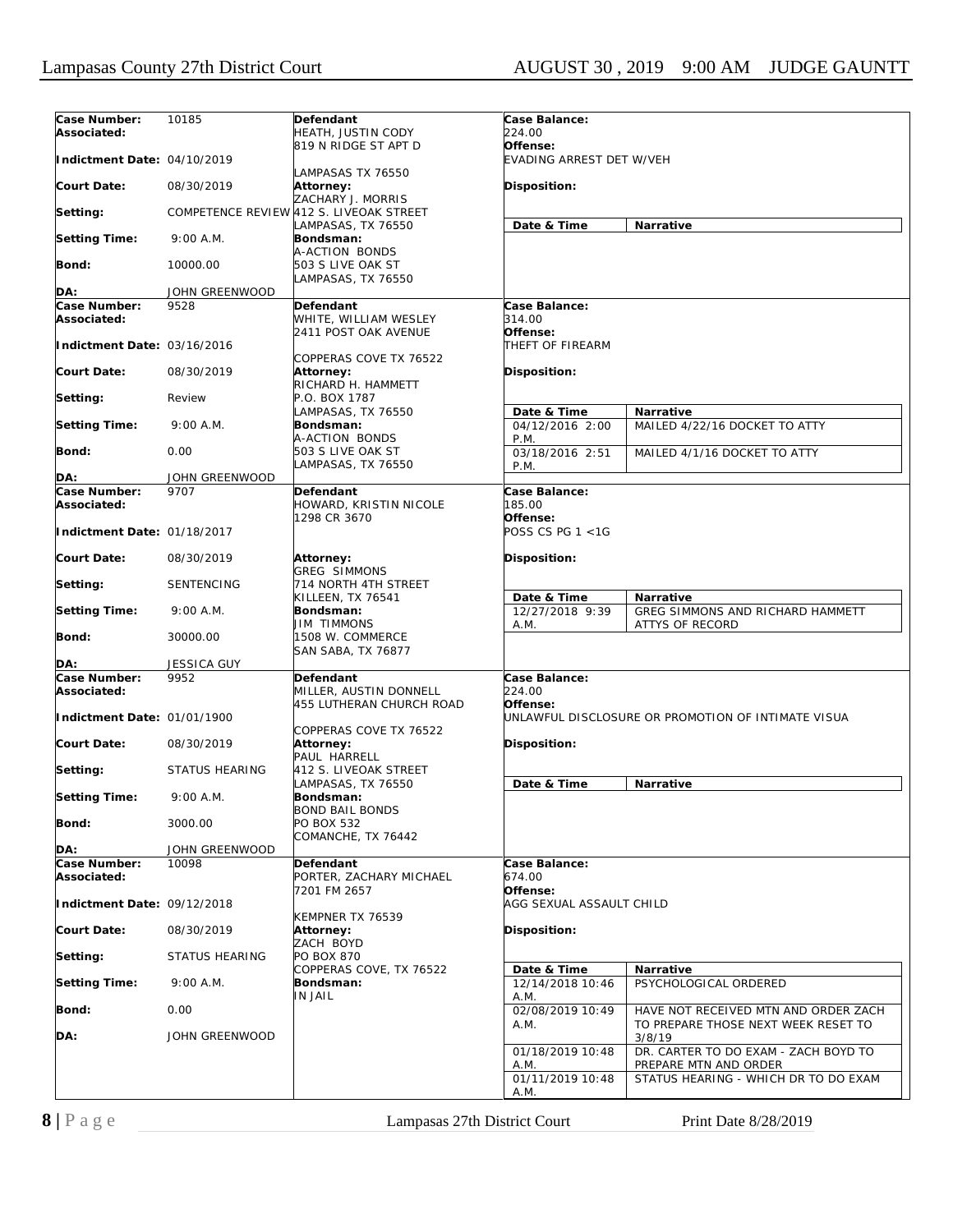| Case Number: | 10185 | Defendant | Case Balance: |
|---|---|---|---|
| Associated: | | HEATH, JUSTIN CODY<br>819 N RIDGE ST APT D | 224.00 |
| Indictment Date: | 04/10/2019 | LAMPASAS TX 76550 | Offense:<br>EVADING ARREST DET W/VEH |
| Court Date: | 08/30/2019 | Attorney:<br>ZACHARY J. MORRIS | Disposition: |
| Setting: | COMPETENCE REVIEW | 412 S. LIVEOAK STREET<br>LAMPASAS, TX 76550 | |
| Setting Time: | 9:00 A.M. | Bondsman:<br>A-ACTION BONDS | |
| Bond: | 10000.00 | 503 S LIVE OAK ST<br>LAMPASAS, TX 76550 | |
| DA: | JOHN GREENWOOD | | |

| Date & Time | Narrative |
|---|---|

| Case Number: | 9528 | Defendant | Case Balance: |
|---|---|---|---|
| Associated: | | WHITE, WILLIAM WESLEY<br>2411 POST OAK AVENUE | 314.00 |
| Indictment Date: | 03/16/2016 | COPPERAS COVE TX 76522 | Offense:<br>THEFT OF FIREARM |
| Court Date: | 08/30/2019 | Attorney:<br>RICHARD H. HAMMETT | Disposition: |
| Setting: | Review | P.O. BOX 1787<br>LAMPASAS, TX 76550 | |
| Setting Time: | 9:00 A.M. | Bondsman:<br>A-ACTION BONDS | |
| Bond: | 0.00 | 503 S LIVE OAK ST<br>LAMPASAS, TX 76550 | |
| DA: | JOHN GREENWOOD | | |

| Date & Time | Narrative |
|---|---|
| 04/12/2016 2:00 P.M. | MAILED 4/22/16 DOCKET TO ATTY |
| 03/18/2016 2:51 P.M. | MAILED 4/1/16 DOCKET TO ATTY |

| Case Number: | 9707 | Defendant | Case Balance: |
|---|---|---|---|
| Associated: | | HOWARD, KRISTIN NICOLE<br>1298 CR 3670 | 185.00 |
| Indictment Date: | 01/18/2017 | | Offense:<br>POSS CS PG 1 <1G |
| Court Date: | 08/30/2019 | Attorney:<br>GREG SIMMONS | Disposition: |
| Setting: | SENTENCING | 714 NORTH 4TH STREET<br>KILLEEN, TX 76541 | |
| Setting Time: | 9:00 A.M. | Bondsman:<br>JIM TIMMONS | |
| Bond: | 30000.00 | 1508 W. COMMERCE<br>SAN SABA, TX 76877 | |
| DA: | JESSICA GUY | | |

| Date & Time | Narrative |
|---|---|
| 12/27/2018 9:39 A.M. | GREG SIMMONS AND RICHARD HAMMETT ATTYS OF RECORD |

| Case Number: | 9952 | Defendant | Case Balance: |
|---|---|---|---|
| Associated: | | MILLER, AUSTIN DONNELL<br>455 LUTHERAN CHURCH ROAD | 224.00 |
| Indictment Date: | 01/01/1900 | COPPERAS COVE TX 76522 | Offense:<br>UNLAWFUL DISCLOSURE OR PROMOTION OF INTIMATE VISUA |
| Court Date: | 08/30/2019 | Attorney:<br>PAUL HARRELL | Disposition: |
| Setting: | STATUS HEARING | 412 S. LIVEOAK STREET<br>LAMPASAS, TX 76550 | |
| Setting Time: | 9:00 A.M. | Bondsman:<br>BOND BAIL BONDS | |
| Bond: | 3000.00 | PO BOX 532<br>COMANCHE, TX 76442 | |
| DA: | JOHN GREENWOOD | | |

| Date & Time | Narrative |
|---|---|

| Case Number: | 10098 | Defendant | Case Balance: |
|---|---|---|---|
| Associated: | | PORTER, ZACHARY MICHAEL<br>7201 FM 2657 | 674.00 |
| Indictment Date: | 09/12/2018 | KEMPNER TX 76539 | Offense:<br>AGG SEXUAL ASSAULT CHILD |
| Court Date: | 08/30/2019 | Attorney:<br>ZACH BOYD | Disposition: |
| Setting: | STATUS HEARING | PO BOX 870<br>COPPERAS COVE, TX 76522 | |
| Setting Time: | 9:00 A.M. | Bondsman:<br>IN JAIL | |
| Bond: | 0.00 | | |
| DA: | JOHN GREENWOOD | | |

| Date & Time | Narrative |
|---|---|
| 12/14/2018 10:46 A.M. | PSYCHOLOGICAL ORDERED |
| 02/08/2019 10:49 A.M. | HAVE NOT RECEIVED MTN AND ORDER ZACH TO PREPARE THOSE NEXT WEEK RESET TO 3/8/19 |
| 01/18/2019 10:48 A.M. | DR. CARTER TO DO EXAM - ZACH BOYD TO PREPARE MTN AND ORDER |
| 01/11/2019 10:48 A.M. | STATUS HEARING - WHICH DR TO DO EXAM |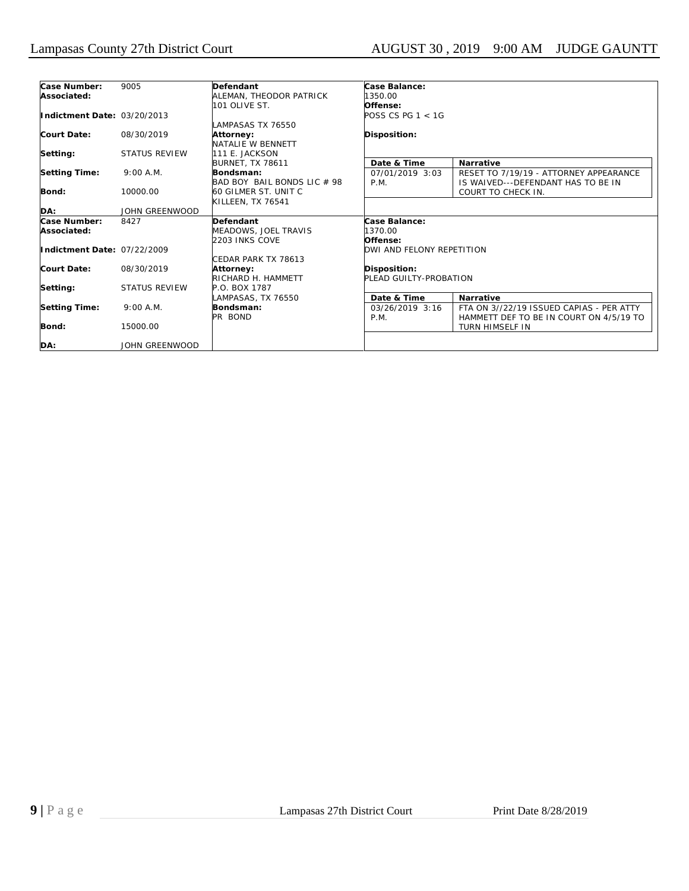| | | | |
|---|---|---|---|
| **Case Number:** 9005<br>**Associated:**<br>**Indictment Date:** 03/20/2013<br>**Court Date:** 08/30/2019<br>**Setting:** STATUS REVIEW<br>**Setting Time:** 9:00 A.M.<br>**Bond:** 10000.00<br>**DA:** JOHN GREENWOOD | **Defendant**<br>ALEMAN, THEODOR PATRICK<br>101 OLIVE ST.<br>LAMPASAS TX 76550<br>**Attorney:**<br>NATALIE W BENNETT<br>111 E. JACKSON<br>BURNET, TX 78611<br>**Bondsman:**<br>BAD BOY BAIL BONDS LIC # 98<br>60 GILMER ST. UNIT C<br>KILLEEN, TX 76541 | **Case Balance:**<br>1350.00<br>**Offense:**<br>POSS CS PG 1 < 1G<br>**Disposition:**<br><br>**Date & Time**<br>07/01/2019 3:03 P.M. | **Narrative**<br>RESET TO 7/19/19 - ATTORNEY APPEARANCE IS WAIVED---DEFENDANT HAS TO BE IN COURT TO CHECK IN. |
| **Case Number:** 8427<br>**Associated:**<br>**Indictment Date:** 07/22/2009<br>**Court Date:** 08/30/2019<br>**Setting:** STATUS REVIEW<br>**Setting Time:** 9:00 A.M.<br>**Bond:** 15000.00<br>**DA:** JOHN GREENWOOD | **Defendant**<br>MEADOWS, JOEL TRAVIS<br>2203 INKS COVE<br>CEDAR PARK TX 78613<br>**Attorney:**<br>RICHARD H. HAMMETT<br>P.O. BOX 1787<br>LAMPASAS, TX 76550<br>**Bondsman:**<br>PR BOND | **Case Balance:**<br>1370.00<br>**Offense:**<br>DWI AND FELONY REPETITION<br>**Disposition:**<br>PLEAD GUILTY-PROBATION<br><br>**Date & Time**<br>03/26/2019 3:16 P.M. | **Narrative**<br>FTA ON 3//22/19 ISSUED CAPIAS - PER ATTY HAMMETT DEF TO BE IN COURT ON 4/5/19 TO TURN HIMSELF IN |